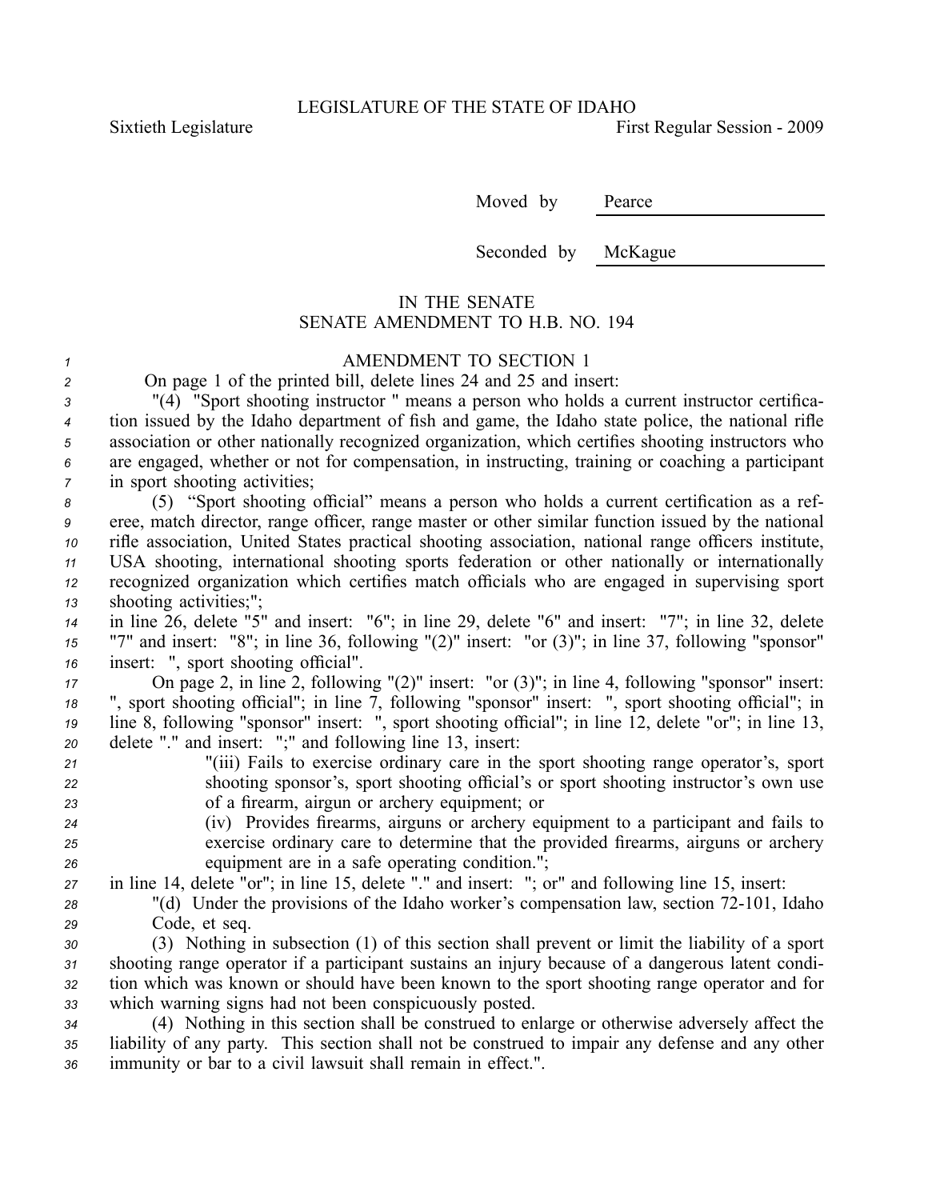LEGISLATURE OF THE STATE OF IDAHO

Sixtieth Legislature First Regular Session - 2009

Moved by Pearce

Seconded by McKague

## IN THE SENATE
## SENATE AMENDMENT TO H.B. NO. 194

### AMENDMENT TO SECTION 1

On page 1 of the printed bill, delete lines 24 and 25 and insert:

"(4) "Sport shooting instructor " means a person who holds a current instructor certification issued by the Idaho department of fish and game, the Idaho state police, the national rifle association or other nationally recognized organization, which certifies shooting instructors who are engaged, whether or not for compensation, in instructing, training or coaching a participant in sport shooting activities;

(5) "Sport shooting official" means a person who holds a current certification as a referee, match director, range officer, range master or other similar function issued by the national rifle association, United States practical shooting association, national range officers institute, USA shooting, international shooting sports federation or other nationally or internationally recognized organization which certifies match officials who are engaged in supervising sport shooting activities;";

in line 26, delete "5" and insert: "6"; in line 29, delete "6" and insert: "7"; in line 32, delete "7" and insert: "8"; in line 36, following "(2)" insert: "or (3)"; in line 37, following "sponsor" insert: ", sport shooting official".

On page 2, in line 2, following "(2)" insert: "or (3)"; in line 4, following "sponsor" insert: ", sport shooting official"; in line 7, following "sponsor" insert: ", sport shooting official"; in line 8, following "sponsor" insert: ", sport shooting official"; in line 12, delete "or"; in line 13, delete "." and insert: ";" and following line 13, insert:

"(iii) Fails to exercise ordinary care in the sport shooting range operator's, sport shooting sponsor's, sport shooting official's or sport shooting instructor's own use of a firearm, airgun or archery equipment; or

(iv) Provides firearms, airguns or archery equipment to a participant and fails to exercise ordinary care to determine that the provided firearms, airguns or archery equipment are in a safe operating condition.";

in line 14, delete "or"; in line 15, delete "." and insert: "; or" and following line 15, insert:

"(d) Under the provisions of the Idaho worker's compensation law, section 72-101, Idaho Code, et seq.

(3) Nothing in subsection (1) of this section shall prevent or limit the liability of a sport shooting range operator if a participant sustains an injury because of a dangerous latent condition which was known or should have been known to the sport shooting range operator and for which warning signs had not been conspicuously posted.

(4) Nothing in this section shall be construed to enlarge or otherwise adversely affect the liability of any party. This section shall not be construed to impair any defense and any other immunity or bar to a civil lawsuit shall remain in effect.".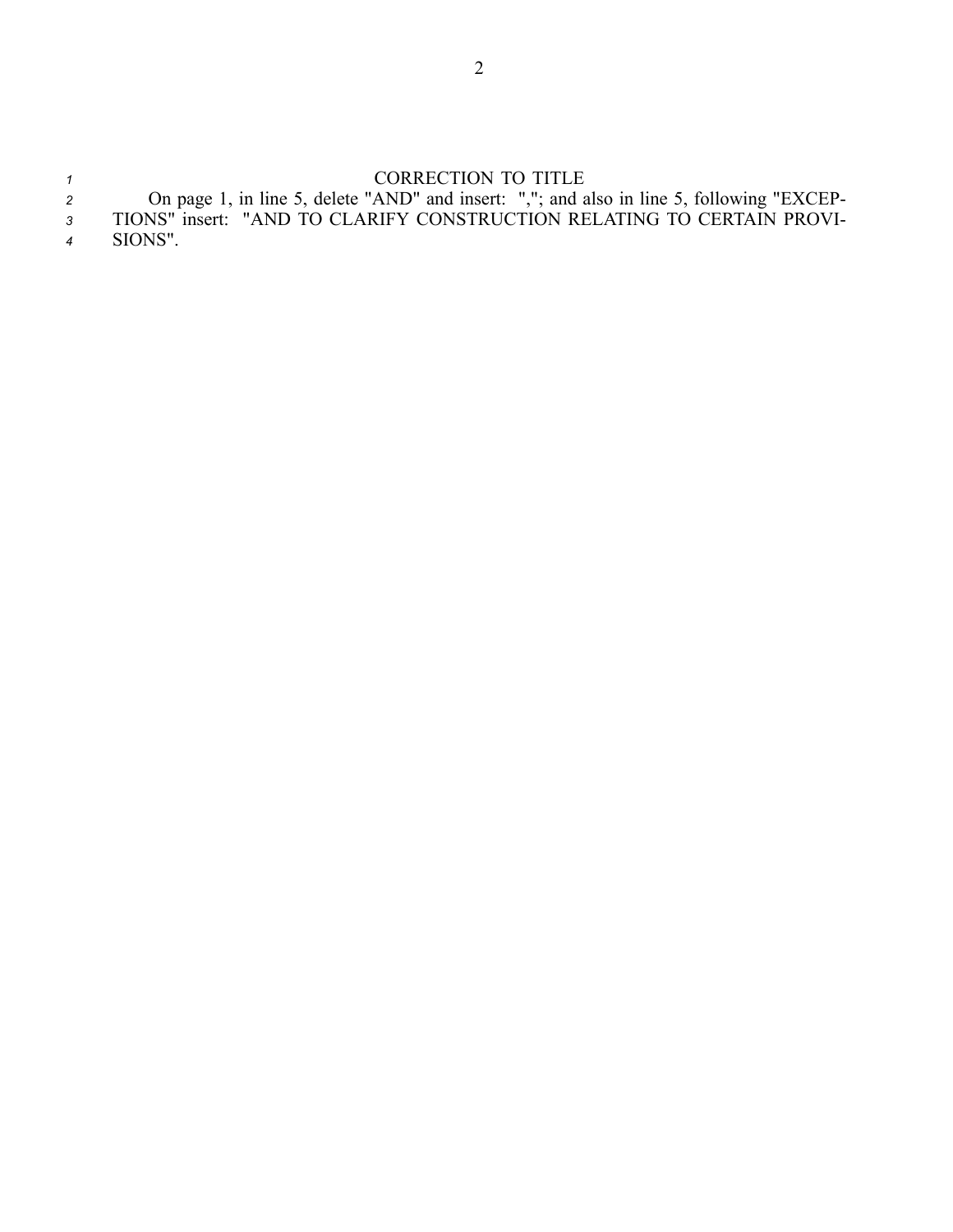CORRECTION TO TITLE

On page 1, in line 5, delete "AND" and insert: ","; and also in line 5, following "EXCEPTIONS" insert: "AND TO CLARIFY CONSTRUCTION RELATING TO CERTAIN PROVISIONS".